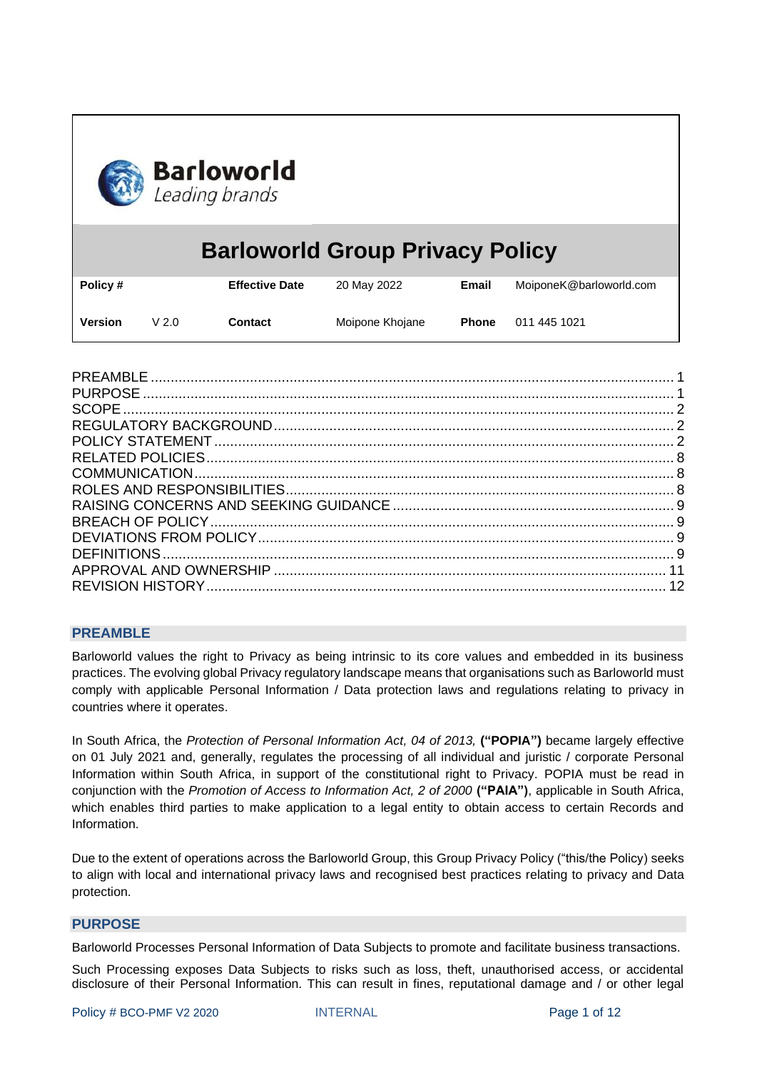Barloworld
*Leading brands*

# Barloworld Group Privacy Policy

| **Policy #** | | **Effective Date** | 20 May 2022 | **Email** | MoiponeK@barloworld.com |
|---|---|---|---|---|---|
| **Version** | V 2.0 | **Contact** | Moipone Khojane | **Phone** | 011 445 1021 |

PREAMBLE .......... 1
PURPOSE .......... 1
SCOPE .......... 2
REGULATORY BACKGROUND .......... 2
POLICY STATEMENT .......... 2
RELATED POLICIES .......... 8
COMMUNICATION .......... 8
ROLES AND RESPONSIBILITIES .......... 8
RAISING CONCERNS AND SEEKING GUIDANCE .......... 9
BREACH OF POLICY .......... 9
DEVIATIONS FROM POLICY .......... 9
DEFINITIONS .......... 9
APPROVAL AND OWNERSHIP .......... 11
REVISION HISTORY .......... 12

## PREAMBLE

Barloworld values the right to Privacy as being intrinsic to its core values and embedded in its business practices. The evolving global Privacy regulatory landscape means that organisations such as Barloworld must comply with applicable Personal Information / Data protection laws and regulations relating to privacy in countries where it operates.

In South Africa, the *Protection of Personal Information Act, 04 of 2013,* **("POPIA")** became largely effective on 01 July 2021 and, generally, regulates the processing of all individual and juristic / corporate Personal Information within South Africa, in support of the constitutional right to Privacy. POPIA must be read in conjunction with the *Promotion of Access to Information Act, 2 of 2000* **("PAIA")**, applicable in South Africa, which enables third parties to make application to a legal entity to obtain access to certain Records and Information.

Due to the extent of operations across the Barloworld Group, this Group Privacy Policy ("this/the Policy) seeks to align with local and international privacy laws and recognised best practices relating to privacy and Data protection.

## PURPOSE

Barloworld Processes Personal Information of Data Subjects to promote and facilitate business transactions.

Such Processing exposes Data Subjects to risks such as loss, theft, unauthorised access, or accidental disclosure of their Personal Information. This can result in fines, reputational damage and / or other legal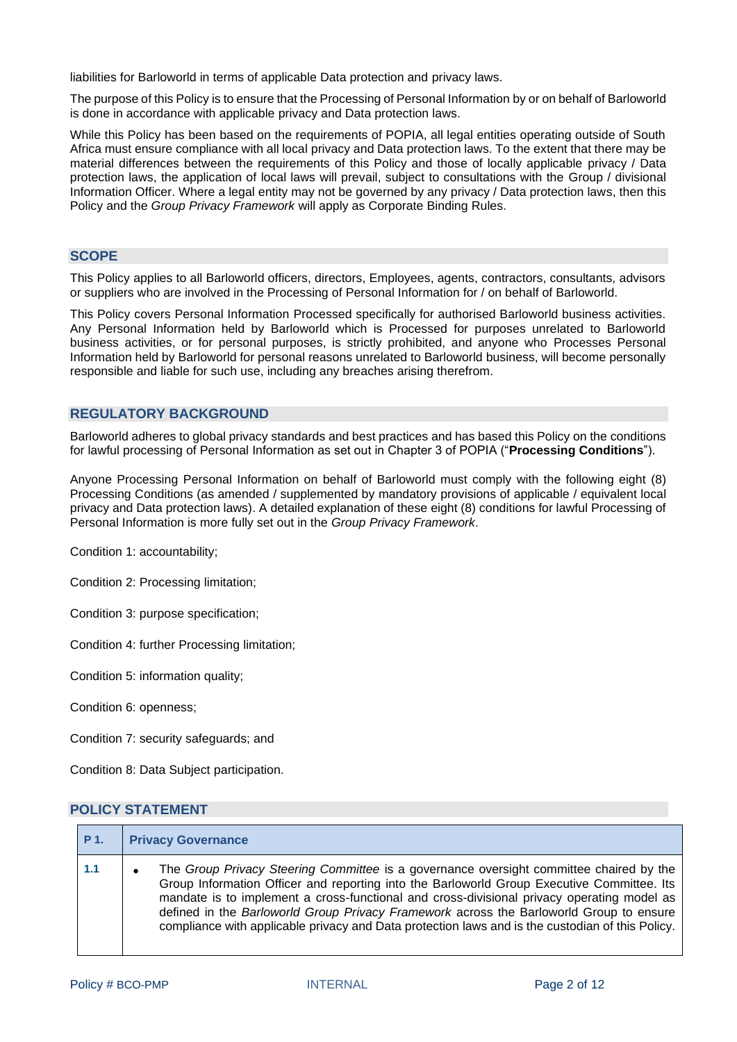liabilities for Barloworld in terms of applicable Data protection and privacy laws.

The purpose of this Policy is to ensure that the Processing of Personal Information by or on behalf of Barloworld is done in accordance with applicable privacy and Data protection laws.

While this Policy has been based on the requirements of POPIA, all legal entities operating outside of South Africa must ensure compliance with all local privacy and Data protection laws. To the extent that there may be material differences between the requirements of this Policy and those of locally applicable privacy / Data protection laws, the application of local laws will prevail, subject to consultations with the Group / divisional Information Officer. Where a legal entity may not be governed by any privacy / Data protection laws, then this Policy and the *Group Privacy Framework* will apply as Corporate Binding Rules.

## SCOPE

This Policy applies to all Barloworld officers, directors, Employees, agents, contractors, consultants, advisors or suppliers who are involved in the Processing of Personal Information for / on behalf of Barloworld.

This Policy covers Personal Information Processed specifically for authorised Barloworld business activities. Any Personal Information held by Barloworld which is Processed for purposes unrelated to Barloworld business activities, or for personal purposes, is strictly prohibited, and anyone who Processes Personal Information held by Barloworld for personal reasons unrelated to Barloworld business, will become personally responsible and liable for such use, including any breaches arising therefrom.

## REGULATORY BACKGROUND

Barloworld adheres to global privacy standards and best practices and has based this Policy on the conditions for lawful processing of Personal Information as set out in Chapter 3 of POPIA ("**Processing Conditions**").

Anyone Processing Personal Information on behalf of Barloworld must comply with the following eight (8) Processing Conditions (as amended / supplemented by mandatory provisions of applicable / equivalent local privacy and Data protection laws). A detailed explanation of these eight (8) conditions for lawful Processing of Personal Information is more fully set out in the *Group Privacy Framework*.

Condition 1: accountability;

Condition 2: Processing limitation;

Condition 3: purpose specification;

Condition 4: further Processing limitation;

Condition 5: information quality;

Condition 6: openness;

Condition 7: security safeguards; and

Condition 8: Data Subject participation.

## POLICY STATEMENT

| P 1. | Privacy Governance |
|---|---|
| 1.1 | • The *Group Privacy Steering Committee* is a governance oversight committee chaired by the Group Information Officer and reporting into the Barloworld Group Executive Committee. Its mandate is to implement a cross-functional and cross-divisional privacy operating model as defined in the *Barloworld Group Privacy Framework* across the Barloworld Group to ensure compliance with applicable privacy and Data protection laws and is the custodian of this Policy. |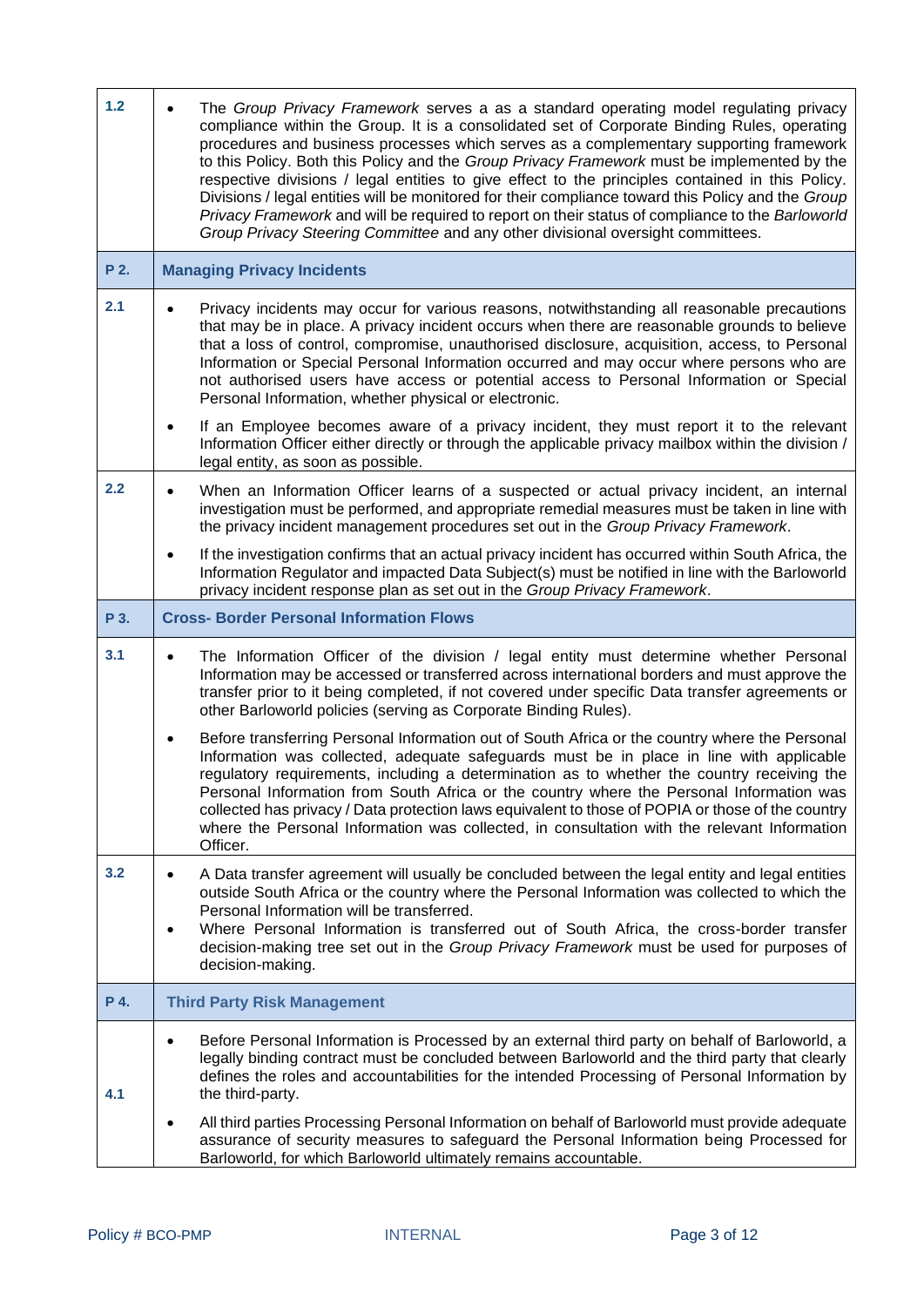| | |
|---|---|
| **1.2** | • The *Group Privacy Framework* serves a as a standard operating model regulating privacy compliance within the Group. It is a consolidated set of Corporate Binding Rules, operating procedures and business processes which serves as a complementary supporting framework to this Policy. Both this Policy and the *Group Privacy Framework* must be implemented by the respective divisions / legal entities to give effect to the principles contained in this Policy. Divisions / legal entities will be monitored for their compliance toward this Policy and the *Group Privacy Framework* and will be required to report on their status of compliance to the *Barloworld Group Privacy Steering Committee* and any other divisional oversight committees. |
| **P 2.** | **Managing Privacy Incidents** |
| **2.1** | • Privacy incidents may occur for various reasons, notwithstanding all reasonable precautions that may be in place. A privacy incident occurs when there are reasonable grounds to believe that a loss of control, compromise, unauthorised disclosure, acquisition, access, to Personal Information or Special Personal Information occurred and may occur where persons who are not authorised users have access or potential access to Personal Information or Special Personal Information, whether physical or electronic.<br><br>• If an Employee becomes aware of a privacy incident, they must report it to the relevant Information Officer either directly or through the applicable privacy mailbox within the division / legal entity, as soon as possible. |
| **2.2** | • When an Information Officer learns of a suspected or actual privacy incident, an internal investigation must be performed, and appropriate remedial measures must be taken in line with the privacy incident management procedures set out in the *Group Privacy Framework*.<br><br>• If the investigation confirms that an actual privacy incident has occurred within South Africa, the Information Regulator and impacted Data Subject(s) must be notified in line with the Barloworld privacy incident response plan as set out in the *Group Privacy Framework*. |
| **P 3.** | **Cross- Border Personal Information Flows** |
| **3.1** | • The Information Officer of the division / legal entity must determine whether Personal Information may be accessed or transferred across international borders and must approve the transfer prior to it being completed, if not covered under specific Data transfer agreements or other Barloworld policies (serving as Corporate Binding Rules).<br><br>• Before transferring Personal Information out of South Africa or the country where the Personal Information was collected, adequate safeguards must be in place in line with applicable regulatory requirements, including a determination as to whether the country receiving the Personal Information from South Africa or the country where the Personal Information was collected has privacy / Data protection laws equivalent to those of POPIA or those of the country where the Personal Information was collected, in consultation with the relevant Information Officer. |
| **3.2** | • A Data transfer agreement will usually be concluded between the legal entity and legal entities outside South Africa or the country where the Personal Information was collected to which the Personal Information will be transferred.<br>• Where Personal Information is transferred out of South Africa, the cross-border transfer decision-making tree set out in the *Group Privacy Framework* must be used for purposes of decision-making. |
| **P 4.** | **Third Party Risk Management** |
| **4.1** | • Before Personal Information is Processed by an external third party on behalf of Barloworld, a legally binding contract must be concluded between Barloworld and the third party that clearly defines the roles and accountabilities for the intended Processing of Personal Information by the third-party.<br><br>• All third parties Processing Personal Information on behalf of Barloworld must provide adequate assurance of security measures to safeguard the Personal Information being Processed for Barloworld, for which Barloworld ultimately remains accountable. |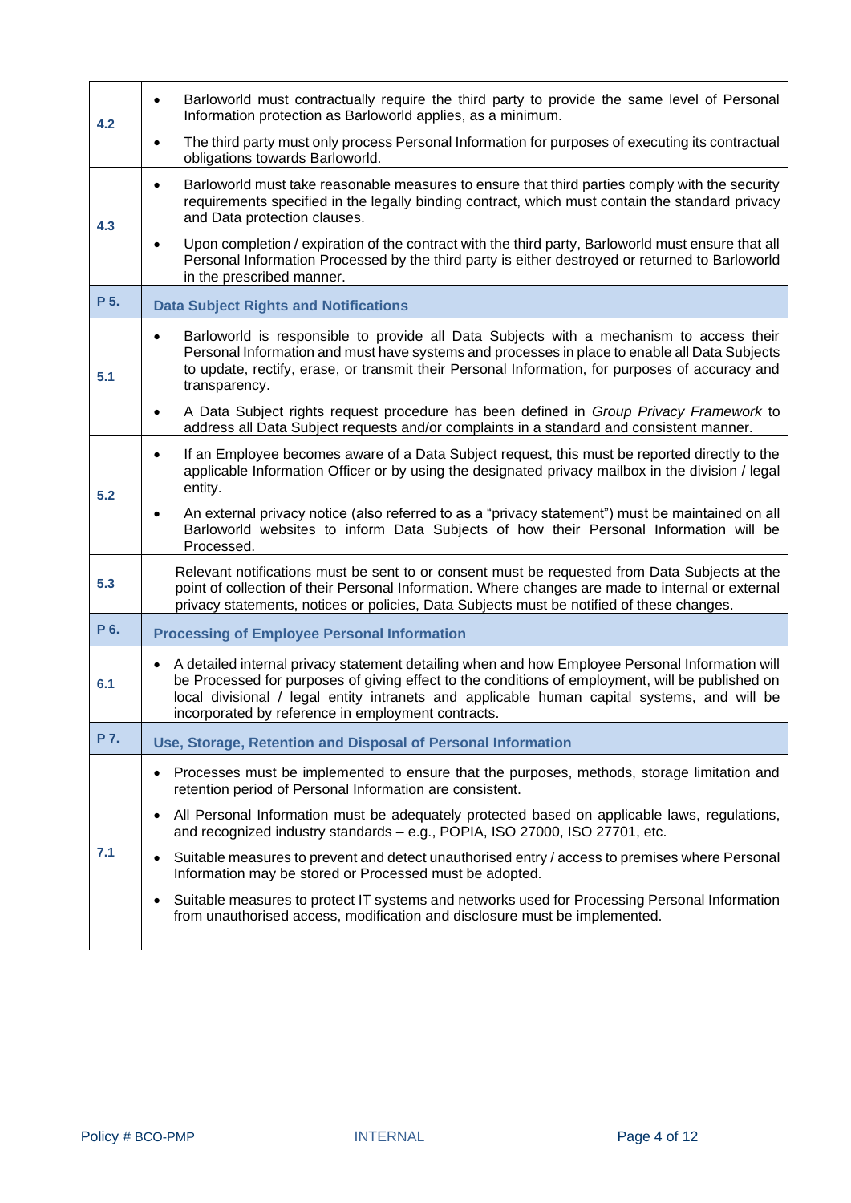| | |
|---|---|
| 4.2 | • Barloworld must contractually require the third party to provide the same level of Personal Information protection as Barloworld applies, as a minimum.<br>• The third party must only process Personal Information for purposes of executing its contractual obligations towards Barloworld. |
| 4.3 | • Barloworld must take reasonable measures to ensure that third parties comply with the security requirements specified in the legally binding contract, which must contain the standard privacy and Data protection clauses.<br>• Upon completion / expiration of the contract with the third party, Barloworld must ensure that all Personal Information Processed by the third party is either destroyed or returned to Barloworld in the prescribed manner. |
| **P 5.** | **Data Subject Rights and Notifications** |
| 5.1 | • Barloworld is responsible to provide all Data Subjects with a mechanism to access their Personal Information and must have systems and processes in place to enable all Data Subjects to update, rectify, erase, or transmit their Personal Information, for purposes of accuracy and transparency.<br>• A Data Subject rights request procedure has been defined in *Group Privacy Framework* to address all Data Subject requests and/or complaints in a standard and consistent manner. |
| 5.2 | • If an Employee becomes aware of a Data Subject request, this must be reported directly to the applicable Information Officer or by using the designated privacy mailbox in the division / legal entity.<br>• An external privacy notice (also referred to as a "privacy statement") must be maintained on all Barloworld websites to inform Data Subjects of how their Personal Information will be Processed. |
| 5.3 | Relevant notifications must be sent to or consent must be requested from Data Subjects at the point of collection of their Personal Information. Where changes are made to internal or external privacy statements, notices or policies, Data Subjects must be notified of these changes. |
| **P 6.** | **Processing of Employee Personal Information** |
| 6.1 | • A detailed internal privacy statement detailing when and how Employee Personal Information will be Processed for purposes of giving effect to the conditions of employment, will be published on local divisional / legal entity intranets and applicable human capital systems, and will be incorporated by reference in employment contracts. |
| **P 7.** | **Use, Storage, Retention and Disposal of Personal Information** |
| 7.1 | • Processes must be implemented to ensure that the purposes, methods, storage limitation and retention period of Personal Information are consistent.<br>• All Personal Information must be adequately protected based on applicable laws, regulations, and recognized industry standards – e.g., POPIA, ISO 27000, ISO 27701, etc.<br>• Suitable measures to prevent and detect unauthorised entry / access to premises where Personal Information may be stored or Processed must be adopted.<br>• Suitable measures to protect IT systems and networks used for Processing Personal Information from unauthorised access, modification and disclosure must be implemented. |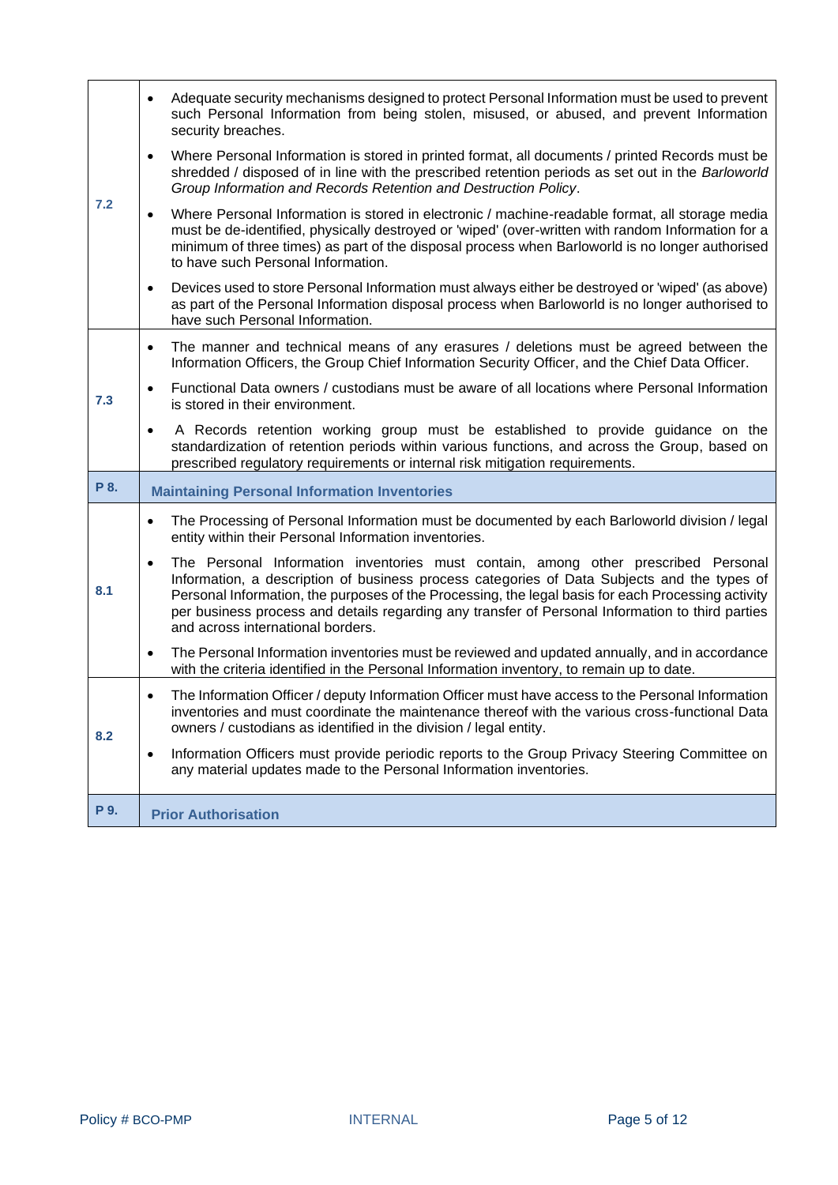| | |
|---|---|
| 7.2 | • Adequate security mechanisms designed to protect Personal Information must be used to prevent such Personal Information from being stolen, misused, or abused, and prevent Information security breaches.<br>• Where Personal Information is stored in printed format, all documents / printed Records must be shredded / disposed of in line with the prescribed retention periods as set out in the *Barloworld Group Information and Records Retention and Destruction Policy*.<br>• Where Personal Information is stored in electronic / machine-readable format, all storage media must be de-identified, physically destroyed or 'wiped' (over-written with random Information for a minimum of three times) as part of the disposal process when Barloworld is no longer authorised to have such Personal Information.<br>• Devices used to store Personal Information must always either be destroyed or 'wiped' (as above) as part of the Personal Information disposal process when Barloworld is no longer authorised to have such Personal Information. |
| 7.3 | • The manner and technical means of any erasures / deletions must be agreed between the Information Officers, the Group Chief Information Security Officer, and the Chief Data Officer.<br>• Functional Data owners / custodians must be aware of all locations where Personal Information is stored in their environment.<br>• A Records retention working group must be established to provide guidance on the standardization of retention periods within various functions, and across the Group, based on prescribed regulatory requirements or internal risk mitigation requirements. |
| **P 8.** | **Maintaining Personal Information Inventories** |
| 8.1 | • The Processing of Personal Information must be documented by each Barloworld division / legal entity within their Personal Information inventories.<br>• The Personal Information inventories must contain, among other prescribed Personal Information, a description of business process categories of Data Subjects and the types of Personal Information, the purposes of the Processing, the legal basis for each Processing activity per business process and details regarding any transfer of Personal Information to third parties and across international borders.<br>• The Personal Information inventories must be reviewed and updated annually, and in accordance with the criteria identified in the Personal Information inventory, to remain up to date. |
| 8.2 | • The Information Officer / deputy Information Officer must have access to the Personal Information inventories and must coordinate the maintenance thereof with the various cross-functional Data owners / custodians as identified in the division / legal entity.<br>• Information Officers must provide periodic reports to the Group Privacy Steering Committee on any material updates made to the Personal Information inventories. |
| **P 9.** | **Prior Authorisation** |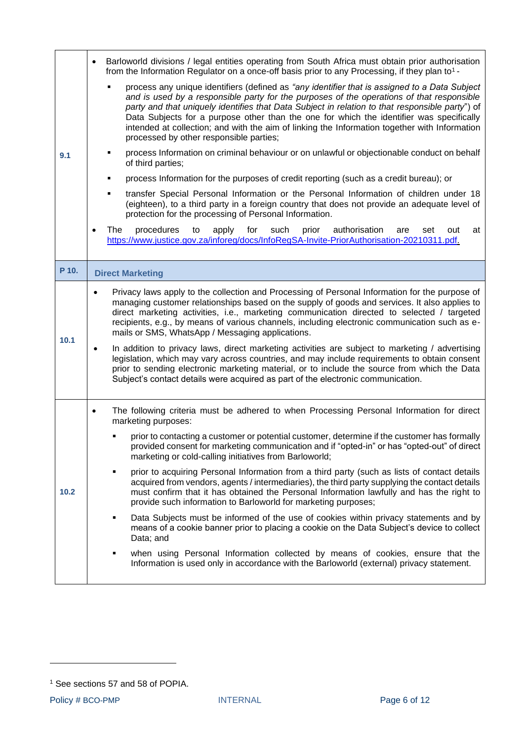| | |
|---|---|
| **9.1** | • Barloworld divisions / legal entities operating from South Africa must obtain prior authorisation from the Information Regulator on a once-off basis prior to any Processing, if they plan to[1] -<br>▪ process any unique identifiers (defined as *"any identifier that is assigned to a Data Subject and is used by a responsible party for the purposes of the operations of that responsible party and that uniquely identifies that Data Subject in relation to that responsible party*") of Data Subjects for a purpose other than the one for which the identifier was specifically intended at collection; and with the aim of linking the Information together with Information processed by other responsible parties;<br>▪ process Information on criminal behaviour or on unlawful or objectionable conduct on behalf of third parties;<br>▪ process Information for the purposes of credit reporting (such as a credit bureau); or<br>▪ transfer Special Personal Information or the Personal Information of children under 18 (eighteen), to a third party in a foreign country that does not provide an adequate level of protection for the processing of Personal Information.<br>• The procedures to apply for such prior authorisation are set out at https://www.justice.gov.za/inforeg/docs/InfoRegSA-Invite-PriorAuthorisation-20210311.pdf. |
| **P 10.** | **Direct Marketing** |
| **10.1** | • Privacy laws apply to the collection and Processing of Personal Information for the purpose of managing customer relationships based on the supply of goods and services. It also applies to direct marketing activities, i.e., marketing communication directed to selected / targeted recipients, e.g., by means of various channels, including electronic communication such as e-mails or SMS, WhatsApp / Messaging applications.<br>• In addition to privacy laws, direct marketing activities are subject to marketing / advertising legislation, which may vary across countries, and may include requirements to obtain consent prior to sending electronic marketing material, or to include the source from which the Data Subject's contact details were acquired as part of the electronic communication. |
| **10.2** | • The following criteria must be adhered to when Processing Personal Information for direct marketing purposes:<br>▪ prior to contacting a customer or potential customer, determine if the customer has formally provided consent for marketing communication and if "opted-in" or has "opted-out" of direct marketing or cold-calling initiatives from Barloworld;<br>▪ prior to acquiring Personal Information from a third party (such as lists of contact details acquired from vendors, agents / intermediaries), the third party supplying the contact details must confirm that it has obtained the Personal Information lawfully and has the right to provide such information to Barloworld for marketing purposes;<br>▪ Data Subjects must be informed of the use of cookies within privacy statements and by means of a cookie banner prior to placing a cookie on the Data Subject's device to collect Data; and<br>▪ when using Personal Information collected by means of cookies, ensure that the Information is used only in accordance with the Barloworld (external) privacy statement. |

[1] See sections 57 and 58 of POPIA.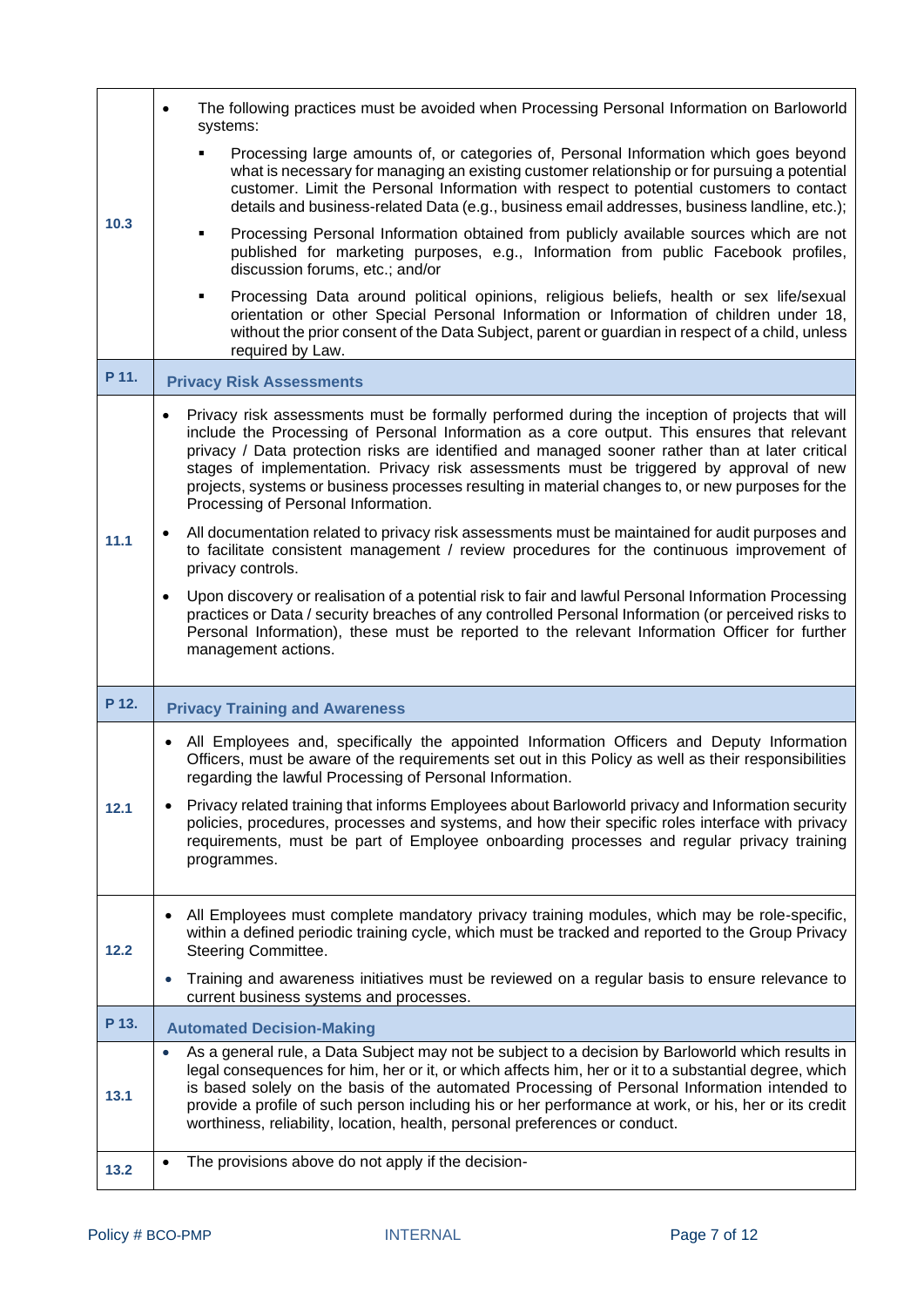| | |
|---|---|
| 10.3 | • The following practices must be avoided when Processing Personal Information on Barloworld systems:<br>▪ Processing large amounts of, or categories of, Personal Information which goes beyond what is necessary for managing an existing customer relationship or for pursuing a potential customer. Limit the Personal Information with respect to potential customers to contact details and business-related Data (e.g., business email addresses, business landline, etc.);<br>▪ Processing Personal Information obtained from publicly available sources which are not published for marketing purposes, e.g., Information from public Facebook profiles, discussion forums, etc.; and/or<br>▪ Processing Data around political opinions, religious beliefs, health or sex life/sexual orientation or other Special Personal Information or Information of children under 18, without the prior consent of the Data Subject, parent or guardian in respect of a child, unless required by Law. |
| **P 11.** | **Privacy Risk Assessments** |
| 11.1 | • Privacy risk assessments must be formally performed during the inception of projects that will include the Processing of Personal Information as a core output. This ensures that relevant privacy / Data protection risks are identified and managed sooner rather than at later critical stages of implementation. Privacy risk assessments must be triggered by approval of new projects, systems or business processes resulting in material changes to, or new purposes for the Processing of Personal Information.<br>• All documentation related to privacy risk assessments must be maintained for audit purposes and to facilitate consistent management / review procedures for the continuous improvement of privacy controls.<br>• Upon discovery or realisation of a potential risk to fair and lawful Personal Information Processing practices or Data / security breaches of any controlled Personal Information (or perceived risks to Personal Information), these must be reported to the relevant Information Officer for further management actions. |
| **P 12.** | **Privacy Training and Awareness** |
| 12.1 | • All Employees and, specifically the appointed Information Officers and Deputy Information Officers, must be aware of the requirements set out in this Policy as well as their responsibilities regarding the lawful Processing of Personal Information.<br>• Privacy related training that informs Employees about Barloworld privacy and Information security policies, procedures, processes and systems, and how their specific roles interface with privacy requirements, must be part of Employee onboarding processes and regular privacy training programmes. |
| 12.2 | • All Employees must complete mandatory privacy training modules, which may be role-specific, within a defined periodic training cycle, which must be tracked and reported to the Group Privacy Steering Committee.<br>• Training and awareness initiatives must be reviewed on a regular basis to ensure relevance to current business systems and processes. |
| **P 13.** | **Automated Decision-Making** |
| 13.1 | • As a general rule, a Data Subject may not be subject to a decision by Barloworld which results in legal consequences for him, her or it, or which affects him, her or it to a substantial degree, which is based solely on the basis of the automated Processing of Personal Information intended to provide a profile of such person including his or her performance at work, or his, her or its credit worthiness, reliability, location, health, personal preferences or conduct. |
| 13.2 | • The provisions above do not apply if the decision- |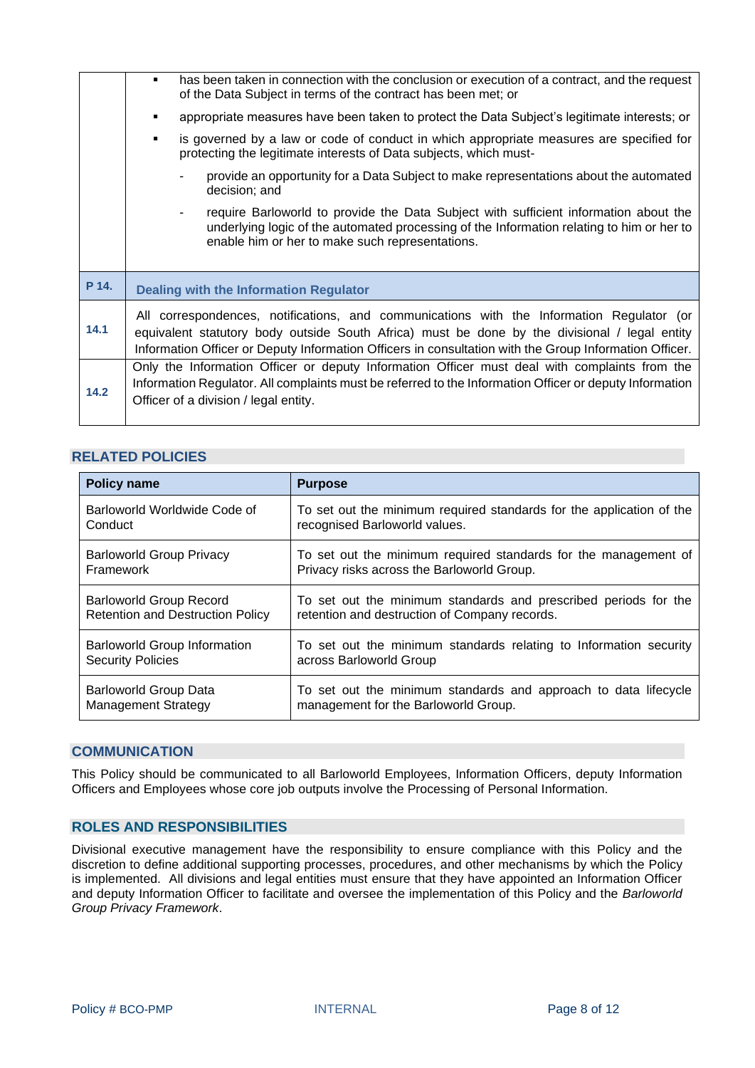| | |
|---|---|
| | ▪ has been taken in connection with the conclusion or execution of a contract, and the request of the Data Subject in terms of the contract has been met; or<br>▪ appropriate measures have been taken to protect the Data Subject's legitimate interests; or<br>▪ is governed by a law or code of conduct in which appropriate measures are specified for protecting the legitimate interests of Data subjects, which must-<br>- provide an opportunity for a Data Subject to make representations about the automated decision; and<br>- require Barloworld to provide the Data Subject with sufficient information about the underlying logic of the automated processing of the Information relating to him or her to enable him or her to make such representations. |
| **P 14.** | **Dealing with the Information Regulator** |
| **14.1** | All correspondences, notifications, and communications with the Information Regulator (or equivalent statutory body outside South Africa) must be done by the divisional / legal entity Information Officer or Deputy Information Officers in consultation with the Group Information Officer. |
| **14.2** | Only the Information Officer or deputy Information Officer must deal with complaints from the Information Regulator. All complaints must be referred to the Information Officer or deputy Information Officer of a division / legal entity. |

## RELATED POLICIES

| Policy name | Purpose |
|---|---|
| Barloworld Worldwide Code of Conduct | To set out the minimum required standards for the application of the recognised Barloworld values. |
| Barloworld Group Privacy Framework | To set out the minimum required standards for the management of Privacy risks across the Barloworld Group. |
| Barloworld Group Record Retention and Destruction Policy | To set out the minimum standards and prescribed periods for the retention and destruction of Company records. |
| Barloworld Group Information Security Policies | To set out the minimum standards relating to Information security across Barloworld Group |
| Barloworld Group Data Management Strategy | To set out the minimum standards and approach to data lifecycle management for the Barloworld Group. |

## COMMUNICATION

This Policy should be communicated to all Barloworld Employees, Information Officers, deputy Information Officers and Employees whose core job outputs involve the Processing of Personal Information.

## ROLES AND RESPONSIBILITIES

Divisional executive management have the responsibility to ensure compliance with this Policy and the discretion to define additional supporting processes, procedures, and other mechanisms by which the Policy is implemented. All divisions and legal entities must ensure that they have appointed an Information Officer and deputy Information Officer to facilitate and oversee the implementation of this Policy and the *Barloworld Group Privacy Framework*.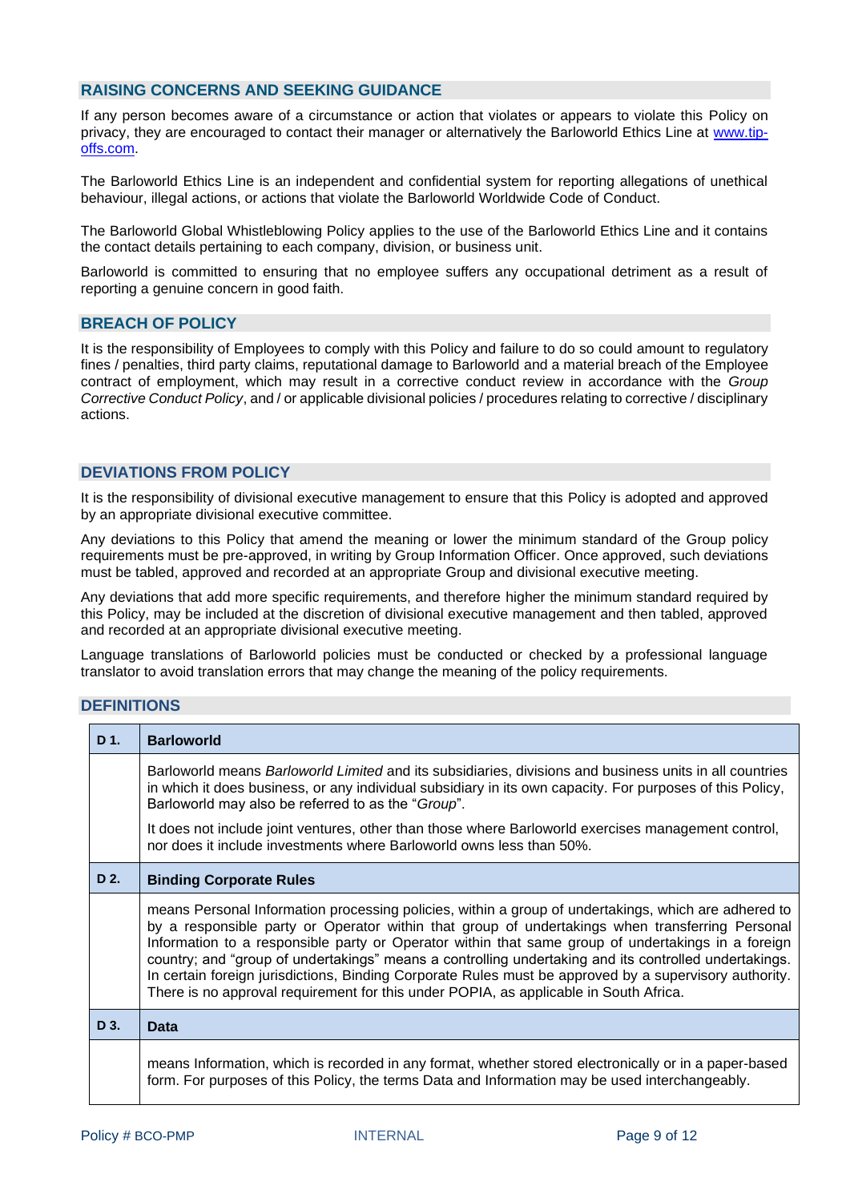## RAISING CONCERNS AND SEEKING GUIDANCE

If any person becomes aware of a circumstance or action that violates or appears to violate this Policy on privacy, they are encouraged to contact their manager or alternatively the Barloworld Ethics Line at [www.tip-offs.com](http://www.tip-offs.com).

The Barloworld Ethics Line is an independent and confidential system for reporting allegations of unethical behaviour, illegal actions, or actions that violate the Barloworld Worldwide Code of Conduct.

The Barloworld Global Whistleblowing Policy applies to the use of the Barloworld Ethics Line and it contains the contact details pertaining to each company, division, or business unit.

Barloworld is committed to ensuring that no employee suffers any occupational detriment as a result of reporting a genuine concern in good faith.

## BREACH OF POLICY

It is the responsibility of Employees to comply with this Policy and failure to do so could amount to regulatory fines / penalties, third party claims, reputational damage to Barloworld and a material breach of the Employee contract of employment, which may result in a corrective conduct review in accordance with the *Group Corrective Conduct Policy*, and / or applicable divisional policies / procedures relating to corrective / disciplinary actions.

## DEVIATIONS FROM POLICY

It is the responsibility of divisional executive management to ensure that this Policy is adopted and approved by an appropriate divisional executive committee.

Any deviations to this Policy that amend the meaning or lower the minimum standard of the Group policy requirements must be pre-approved, in writing by Group Information Officer. Once approved, such deviations must be tabled, approved and recorded at an appropriate Group and divisional executive meeting.

Any deviations that add more specific requirements, and therefore higher the minimum standard required by this Policy, may be included at the discretion of divisional executive management and then tabled, approved and recorded at an appropriate divisional executive meeting.

Language translations of Barloworld policies must be conducted or checked by a professional language translator to avoid translation errors that may change the meaning of the policy requirements.

## DEFINITIONS

| D 1. | **Barloworld** |
|---|---|
| | Barloworld means *Barloworld Limited* and its subsidiaries, divisions and business units in all countries in which it does business, or any individual subsidiary in its own capacity. For purposes of this Policy, Barloworld may also be referred to as the "*Group*".<br><br>It does not include joint ventures, other than those where Barloworld exercises management control, nor does it include investments where Barloworld owns less than 50%. |
| **D 2.** | **Binding Corporate Rules** |
| | means Personal Information processing policies, within a group of undertakings, which are adhered to by a responsible party or Operator within that group of undertakings when transferring Personal Information to a responsible party or Operator within that same group of undertakings in a foreign country; and "group of undertakings" means a controlling undertaking and its controlled undertakings. In certain foreign jurisdictions, Binding Corporate Rules must be approved by a supervisory authority. There is no approval requirement for this under POPIA, as applicable in South Africa. |
| **D 3.** | **Data** |
| | means Information, which is recorded in any format, whether stored electronically or in a paper-based form. For purposes of this Policy, the terms Data and Information may be used interchangeably. |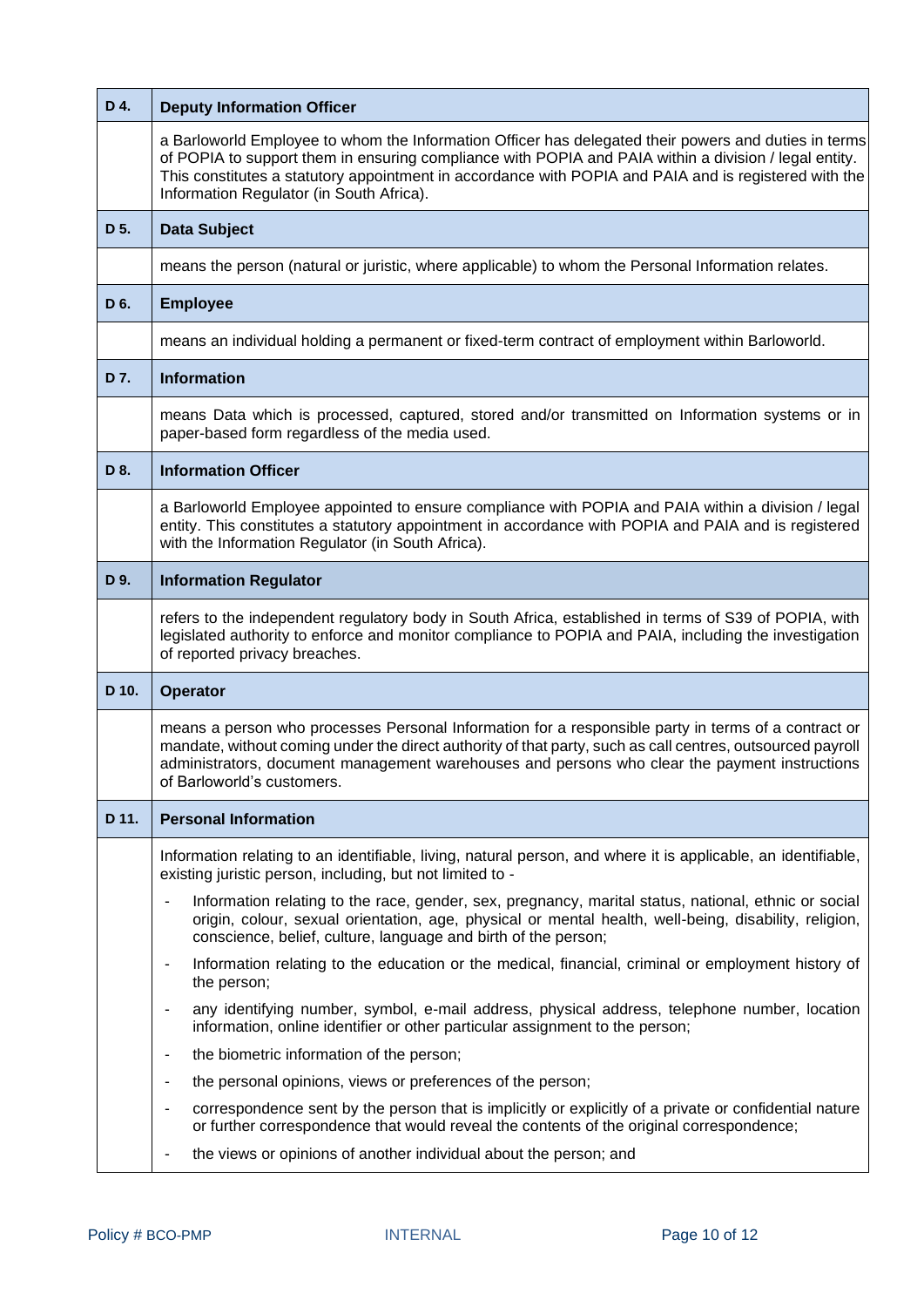| D 4. | **Deputy Information Officer** |
|---|---|
| | a Barloworld Employee to whom the Information Officer has delegated their powers and duties in terms of POPIA to support them in ensuring compliance with POPIA and PAIA within a division / legal entity. This constitutes a statutory appointment in accordance with POPIA and PAIA and is registered with the Information Regulator (in South Africa). |
| **D 5.** | **Data Subject** |
| | means the person (natural or juristic, where applicable) to whom the Personal Information relates. |
| **D 6.** | **Employee** |
| | means an individual holding a permanent or fixed-term contract of employment within Barloworld. |
| **D 7.** | **Information** |
| | means Data which is processed, captured, stored and/or transmitted on Information systems or in paper-based form regardless of the media used. |
| **D 8.** | **Information Officer** |
| | a Barloworld Employee appointed to ensure compliance with POPIA and PAIA within a division / legal entity. This constitutes a statutory appointment in accordance with POPIA and PAIA and is registered with the Information Regulator (in South Africa). |
| **D 9.** | **Information Regulator** |
| | refers to the independent regulatory body in South Africa, established in terms of S39 of POPIA, with legislated authority to enforce and monitor compliance to POPIA and PAIA, including the investigation of reported privacy breaches. |
| **D 10.** | **Operator** |
| | means a person who processes Personal Information for a responsible party in terms of a contract or mandate, without coming under the direct authority of that party, such as call centres, outsourced payroll administrators, document management warehouses and persons who clear the payment instructions of Barloworld's customers. |
| **D 11.** | **Personal Information** |
| | Information relating to an identifiable, living, natural person, and where it is applicable, an identifiable, existing juristic person, including, but not limited to -<br>- Information relating to the race, gender, sex, pregnancy, marital status, national, ethnic or social origin, colour, sexual orientation, age, physical or mental health, well-being, disability, religion, conscience, belief, culture, language and birth of the person;<br>- Information relating to the education or the medical, financial, criminal or employment history of the person;<br>- any identifying number, symbol, e-mail address, physical address, telephone number, location information, online identifier or other particular assignment to the person;<br>- the biometric information of the person;<br>- the personal opinions, views or preferences of the person;<br>- correspondence sent by the person that is implicitly or explicitly of a private or confidential nature or further correspondence that would reveal the contents of the original correspondence;<br>- the views or opinions of another individual about the person; and |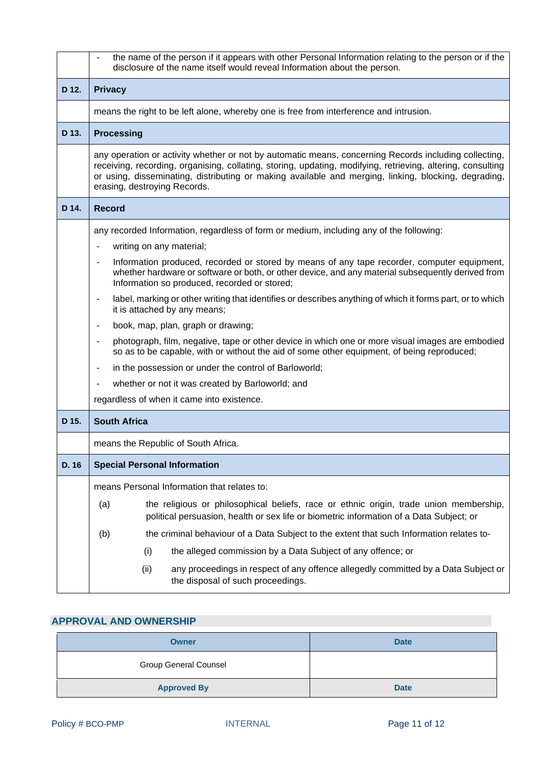| | |
|---|---|
| | - the name of the person if it appears with other Personal Information relating to the person or if the disclosure of the name itself would reveal Information about the person. |
| **D 12.** | **Privacy** |
| | means the right to be left alone, whereby one is free from interference and intrusion. |
| **D 13.** | **Processing** |
| | any operation or activity whether or not by automatic means, concerning Records including collecting, receiving, recording, organising, collating, storing, updating, modifying, retrieving, altering, consulting or using, disseminating, distributing or making available and merging, linking, blocking, degrading, erasing, destroying Records. |
| **D 14.** | **Record** |
| | any recorded Information, regardless of form or medium, including any of the following:<br>- writing on any material;<br>- Information produced, recorded or stored by means of any tape recorder, computer equipment, whether hardware or software or both, or other device, and any material subsequently derived from Information so produced, recorded or stored;<br>- label, marking or other writing that identifies or describes anything of which it forms part, or to which it is attached by any means;<br>- book, map, plan, graph or drawing;<br>- photograph, film, negative, tape or other device in which one or more visual images are embodied so as to be capable, with or without the aid of some other equipment, of being reproduced;<br>- in the possession or under the control of Barloworld;<br>- whether or not it was created by Barloworld; and<br>regardless of when it came into existence. |
| **D 15.** | **South Africa** |
| | means the Republic of South Africa. |
| **D. 16** | **Special Personal Information** |
| | means Personal Information that relates to:<br>(a) the religious or philosophical beliefs, race or ethnic origin, trade union membership, political persuasion, health or sex life or biometric information of a Data Subject; or<br>(b) the criminal behaviour of a Data Subject to the extent that such Information relates to-<br>(i) the alleged commission by a Data Subject of any offence; or<br>(ii) any proceedings in respect of any offence allegedly committed by a Data Subject or the disposal of such proceedings. |

## APPROVAL AND OWNERSHIP

| Owner | Date |
|---|---|
| Group General Counsel | |
| **Approved By** | **Date** |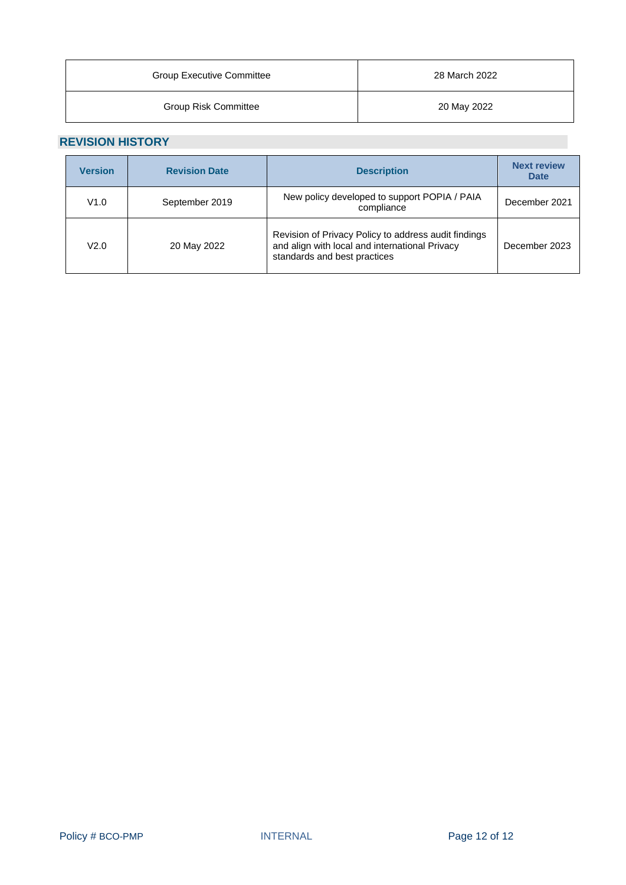| | |
|---|---|
| Group Executive Committee | 28 March 2022 |
| Group Risk Committee | 20 May 2022 |

## REVISION HISTORY

| Version | Revision Date | Description | Next review Date |
|---|---|---|---|
| V1.0 | September 2019 | New policy developed to support POPIA / PAIA compliance | December 2021 |
| V2.0 | 20 May 2022 | Revision of Privacy Policy to address audit findings and align with local and international Privacy standards and best practices | December 2023 |